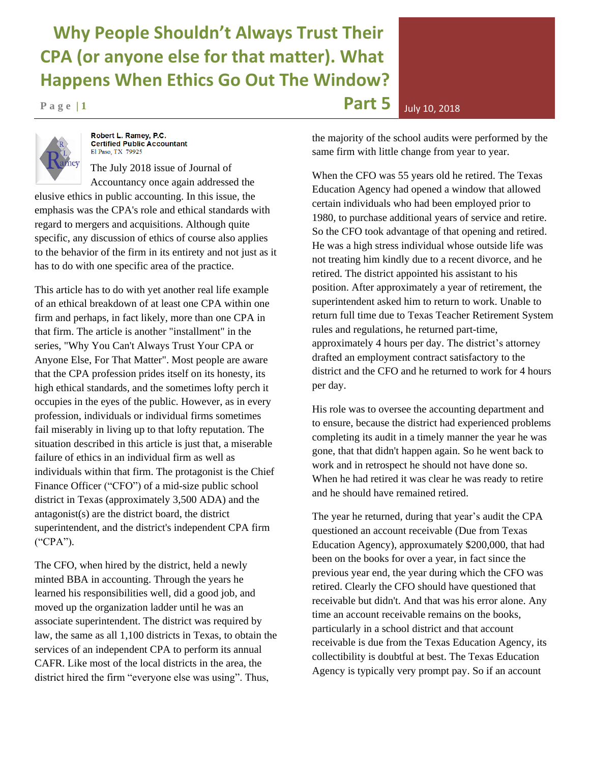# Why People Shouldn't Always Trust Their CPA (or anyone else for that matter). What Happens When Ethics Go Out The Window? Part 5

July 10, 2018

**Robert L. Ramey, P.C.**
**Certified Public Accountant**
El Paso, TX 79925

The July 2018 issue of Journal of Accountancy once again addressed the elusive ethics in public accounting. In this issue, the emphasis was the CPA's role and ethical standards with regard to mergers and acquisitions. Although quite specific, any discussion of ethics of course also applies to the behavior of the firm in its entirety and not just as it has to do with one specific area of the practice.

This article has to do with yet another real life example of an ethical breakdown of at least one CPA within one firm and perhaps, in fact likely, more than one CPA in that firm. The article is another "installment" in the series, "Why You Can't Always Trust Your CPA or Anyone Else, For That Matter". Most people are aware that the CPA profession prides itself on its honesty, its high ethical standards, and the sometimes lofty perch it occupies in the eyes of the public. However, as in every profession, individuals or individual firms sometimes fail miserably in living up to that lofty reputation. The situation described in this article is just that, a miserable failure of ethics in an individual firm as well as individuals within that firm. The protagonist is the Chief Finance Officer ("CFO") of a mid-size public school district in Texas (approximately 3,500 ADA) and the antagonist(s) are the district board, the district superintendent, and the district's independent CPA firm ("CPA").

The CFO, when hired by the district, held a newly minted BBA in accounting. Through the years he learned his responsibilities well, did a good job, and moved up the organization ladder until he was an associate superintendent. The district was required by law, the same as all 1,100 districts in Texas, to obtain the services of an independent CPA to perform its annual CAFR. Like most of the local districts in the area, the district hired the firm "everyone else was using". Thus, the majority of the school audits were performed by the same firm with little change from year to year.

When the CFO was 55 years old he retired. The Texas Education Agency had opened a window that allowed certain individuals who had been employed prior to 1980, to purchase additional years of service and retire. So the CFO took advantage of that opening and retired. He was a high stress individual whose outside life was not treating him kindly due to a recent divorce, and he retired. The district appointed his assistant to his position. After approximately a year of retirement, the superintendent asked him to return to work. Unable to return full time due to Texas Teacher Retirement System rules and regulations, he returned part-time, approximately 4 hours per day. The district's attorney drafted an employment contract satisfactory to the district and the CFO and he returned to work for 4 hours per day.

His role was to oversee the accounting department and to ensure, because the district had experienced problems completing its audit in a timely manner the year he was gone, that that didn't happen again. So he went back to work and in retrospect he should not have done so. When he had retired it was clear he was ready to retire and he should have remained retired.

The year he returned, during that year's audit the CPA questioned an account receivable (Due from Texas Education Agency), approxumately $200,000, that had been on the books for over a year, in fact since the previous year end, the year during which the CFO was retired. Clearly the CFO should have questioned that receivable but didn't. And that was his error alone. Any time an account receivable remains on the books, particularly in a school district and that account receivable is due from the Texas Education Agency, its collectibility is doubtful at best. The Texas Education Agency is typically very prompt pay. So if an account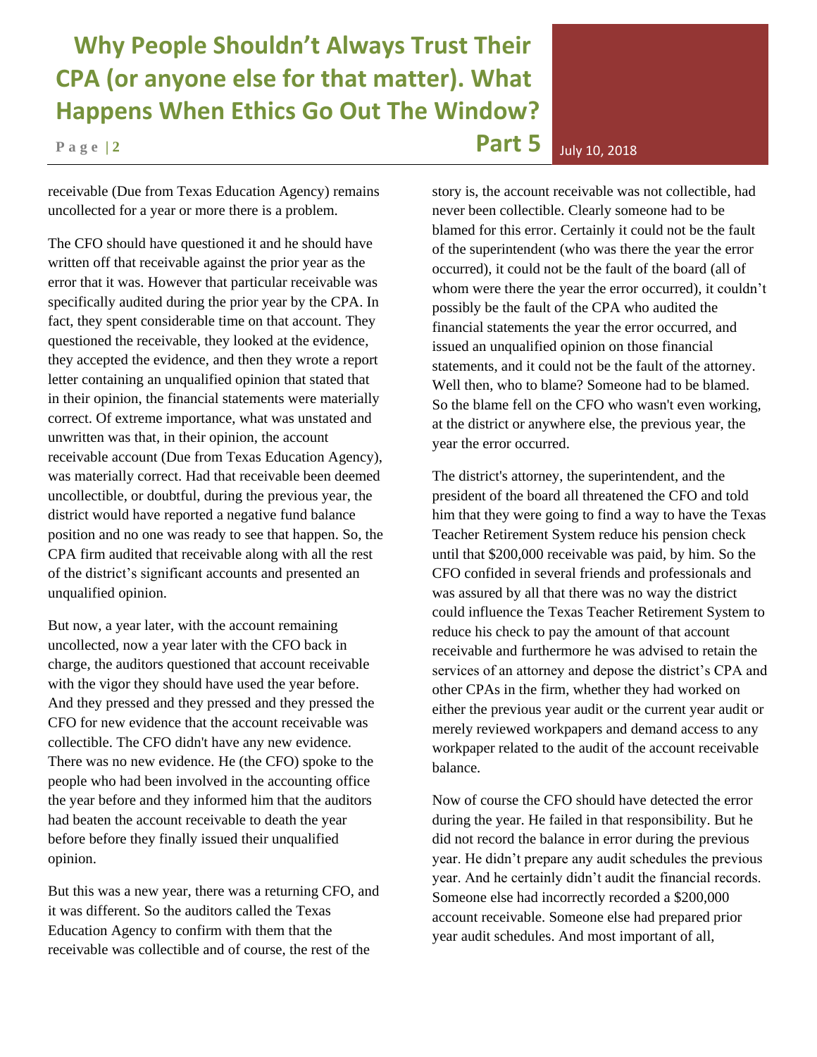receivable (Due from Texas Education Agency) remains uncollected for a year or more there is a problem.

The CFO should have questioned it and he should have written off that receivable against the prior year as the error that it was. However that particular receivable was specifically audited during the prior year by the CPA. In fact, they spent considerable time on that account. They questioned the receivable, they looked at the evidence, they accepted the evidence, and then they wrote a report letter containing an unqualified opinion that stated that in their opinion, the financial statements were materially correct. Of extreme importance, what was unstated and unwritten was that, in their opinion, the account receivable account (Due from Texas Education Agency), was materially correct. Had that receivable been deemed uncollectible, or doubtful, during the previous year, the district would have reported a negative fund balance position and no one was ready to see that happen. So, the CPA firm audited that receivable along with all the rest of the district's significant accounts and presented an unqualified opinion.

But now, a year later, with the account remaining uncollected, now a year later with the CFO back in charge, the auditors questioned that account receivable with the vigor they should have used the year before. And they pressed and they pressed and they pressed the CFO for new evidence that the account receivable was collectible. The CFO didn't have any new evidence. There was no new evidence. He (the CFO) spoke to the people who had been involved in the accounting office the year before and they informed him that the auditors had beaten the account receivable to death the year before before they finally issued their unqualified opinion.

But this was a new year, there was a returning CFO, and it was different. So the auditors called the Texas Education Agency to confirm with them that the receivable was collectible and of course, the rest of the story is, the account receivable was not collectible, had never been collectible. Clearly someone had to be blamed for this error. Certainly it could not be the fault of the superintendent (who was there the year the error occurred), it could not be the fault of the board (all of whom were there the year the error occurred), it couldn't possibly be the fault of the CPA who audited the financial statements the year the error occurred, and issued an unqualified opinion on those financial statements, and it could not be the fault of the attorney. Well then, who to blame? Someone had to be blamed. So the blame fell on the CFO who wasn't even working, at the district or anywhere else, the previous year, the year the error occurred.

The district's attorney, the superintendent, and the president of the board all threatened the CFO and told him that they were going to find a way to have the Texas Teacher Retirement System reduce his pension check until that $200,000 receivable was paid, by him. So the CFO confided in several friends and professionals and was assured by all that there was no way the district could influence the Texas Teacher Retirement System to reduce his check to pay the amount of that account receivable and furthermore he was advised to retain the services of an attorney and depose the district's CPA and other CPAs in the firm, whether they had worked on either the previous year audit or the current year audit or merely reviewed workpapers and demand access to any workpaper related to the audit of the account receivable balance.

Now of course the CFO should have detected the error during the year. He failed in that responsibility. But he did not record the balance in error during the previous year. He didn't prepare any audit schedules the previous year. And he certainly didn't audit the financial records. Someone else had incorrectly recorded a $200,000 account receivable. Someone else had prepared prior year audit schedules. And most important of all,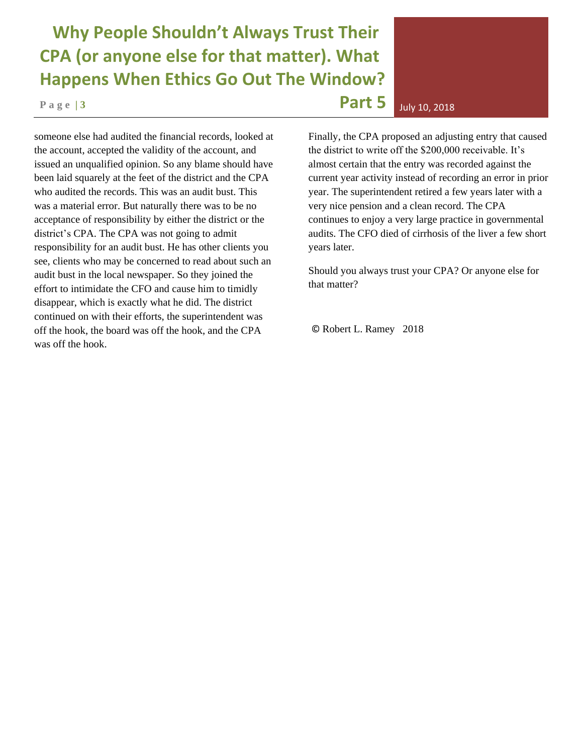someone else had audited the financial records, looked at the account, accepted the validity of the account, and issued an unqualified opinion. So any blame should have been laid squarely at the feet of the district and the CPA who audited the records. This was an audit bust. This was a material error. But naturally there was to be no acceptance of responsibility by either the district or the district's CPA. The CPA was not going to admit responsibility for an audit bust. He has other clients you see, clients who may be concerned to read about such an audit bust in the local newspaper. So they joined the effort to intimidate the CFO and cause him to timidly disappear, which is exactly what he did. The district continued on with their efforts, the superintendent was off the hook, the board was off the hook, and the CPA was off the hook.

Finally, the CPA proposed an adjusting entry that caused the district to write off the $200,000 receivable. It's almost certain that the entry was recorded against the current year activity instead of recording an error in prior year. The superintendent retired a few years later with a very nice pension and a clean record. The CPA continues to enjoy a very large practice in governmental audits. The CFO died of cirrhosis of the liver a few short years later.

Should you always trust your CPA? Or anyone else for that matter?

© Robert L. Ramey 2018